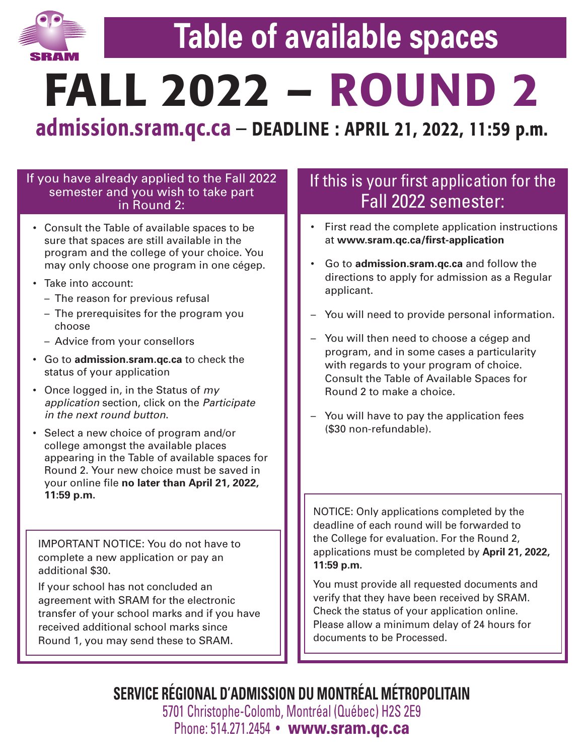SRAM

# Table of available spaces

# FALL 2022 – ROUND 2

## admission.sram.qc.ca – DEADLINE : APRIL 21, 2022, 11:59 p.m.

### If you have already applied to the Fall 2022 semester and you wish to take part in Round 2:

- Consult the Table of available spaces to be sure that spaces are still available in the program and the college of your choice. You may only choose one program in one cégep.
- Take into account:
  - The reason for previous refusal
  - The prerequisites for the program you choose
  - Advice from your consellors
- Go to **admission.sram.qc.ca** to check the status of your application
- Once logged in, in the Status of *my application* section, click on the *Participate in the next round button*.
- Select a new choice of program and/or college amongst the available places appearing in the Table of available spaces for Round 2. Your new choice must be saved in your online file **no later than April 21, 2022, 11:59 p.m.**

IMPORTANT NOTICE: You do not have to complete a new application or pay an additional $30.

If your school has not concluded an agreement with SRAM for the electronic transfer of your school marks and if you have received additional school marks since Round 1, you may send these to SRAM.

### If this is your first application for the Fall 2022 semester:

- First read the complete application instructions at **www.sram.qc.ca/first-application**
- Go to **admission.sram.qc.ca** and follow the directions to apply for admission as a Regular applicant.
- – You will need to provide personal information.
- – You will then need to choose a cégep and program, and in some cases a particularity with regards to your program of choice. Consult the Table of Available Spaces for Round 2 to make a choice.
- – You will have to pay the application fees ($30 non-refundable).

NOTICE: Only applications completed by the deadline of each round will be forwarded to the College for evaluation. For the Round 2, applications must be completed by **April 21, 2022, 11:59 p.m.**

You must provide all requested documents and verify that they have been received by SRAM. Check the status of your application online. Please allow a minimum delay of 24 hours for documents to be Processed.

**SERVICE RÉGIONAL D'ADMISSION DU MONTRÉAL MÉTROPOLITAIN**
5701 Christophe-Colomb, Montréal (Québec) H2S 2E9
Phone: 514.271.2454 • **www.sram.qc.ca**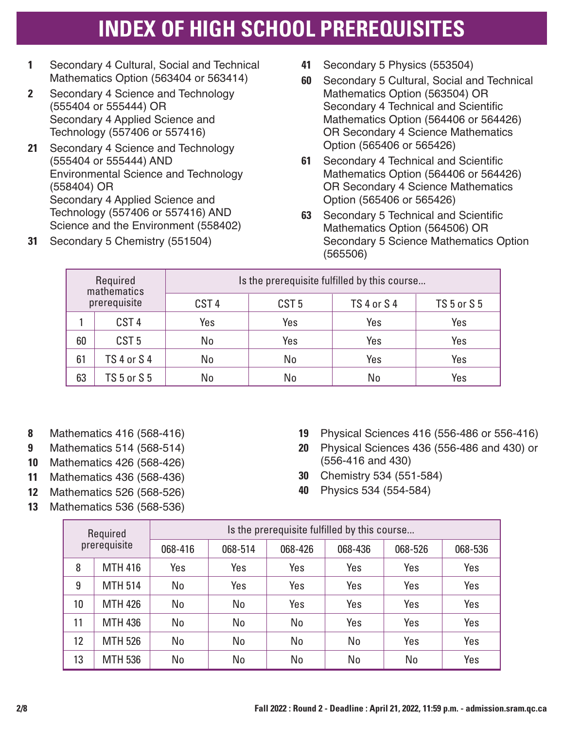# INDEX OF HIGH SCHOOL PREREQUISITES

**1** Secondary 4 Cultural, Social and Technical Mathematics Option (563404 or 563414)

**2** Secondary 4 Science and Technology (555404 or 555444) OR Secondary 4 Applied Science and Technology (557406 or 557416)

**21** Secondary 4 Science and Technology (555404 or 555444) AND Environmental Science and Technology (558404) OR Secondary 4 Applied Science and Technology (557406 or 557416) AND Science and the Environment (558402)

**31** Secondary 5 Chemistry (551504)

**41** Secondary 5 Physics (553504)

**60** Secondary 5 Cultural, Social and Technical Mathematics Option (563504) OR Secondary 4 Technical and Scientific Mathematics Option (564406 or 564426) OR Secondary 4 Science Mathematics Option (565406 or 565426)

**61** Secondary 4 Technical and Scientific Mathematics Option (564406 or 564426) OR Secondary 4 Science Mathematics Option (565406 or 565426)

**63** Secondary 5 Technical and Scientific Mathematics Option (564506) OR Secondary 5 Science Mathematics Option (565506)

| Required mathematics prerequisite | | Is the prerequisite fulfilled by this course... | | | |
|---|---|---|---|---|---|
| | | CST 4 | CST 5 | TS 4 or S 4 | TS 5 or S 5 |
| 1 | CST 4 | Yes | Yes | Yes | Yes |
| 60 | CST 5 | No | Yes | Yes | Yes |
| 61 | TS 4 or S 4 | No | No | Yes | Yes |
| 63 | TS 5 or S 5 | No | No | No | Yes |

**8** Mathematics 416 (568-416)

**9** Mathematics 514 (568-514)

**10** Mathematics 426 (568-426)

**11** Mathematics 436 (568-436)

**12** Mathematics 526 (568-526)

**13** Mathematics 536 (568-536)

**19** Physical Sciences 416 (556-486 or 556-416)

**20** Physical Sciences 436 (556-486 and 430) or (556-416 and 430)

**30** Chemistry 534 (551-584)

**40** Physics 534 (554-584)

| Required prerequisite | | Is the prerequisite fulfilled by this course... | | | | | |
|---|---|---|---|---|---|---|---|
| | | 068-416 | 068-514 | 068-426 | 068-436 | 068-526 | 068-536 |
| 8 | MTH 416 | Yes | Yes | Yes | Yes | Yes | Yes |
| 9 | MTH 514 | No | Yes | Yes | Yes | Yes | Yes |
| 10 | MTH 426 | No | No | Yes | Yes | Yes | Yes |
| 11 | MTH 436 | No | No | No | Yes | Yes | Yes |
| 12 | MTH 526 | No | No | No | No | Yes | Yes |
| 13 | MTH 536 | No | No | No | No | No | Yes |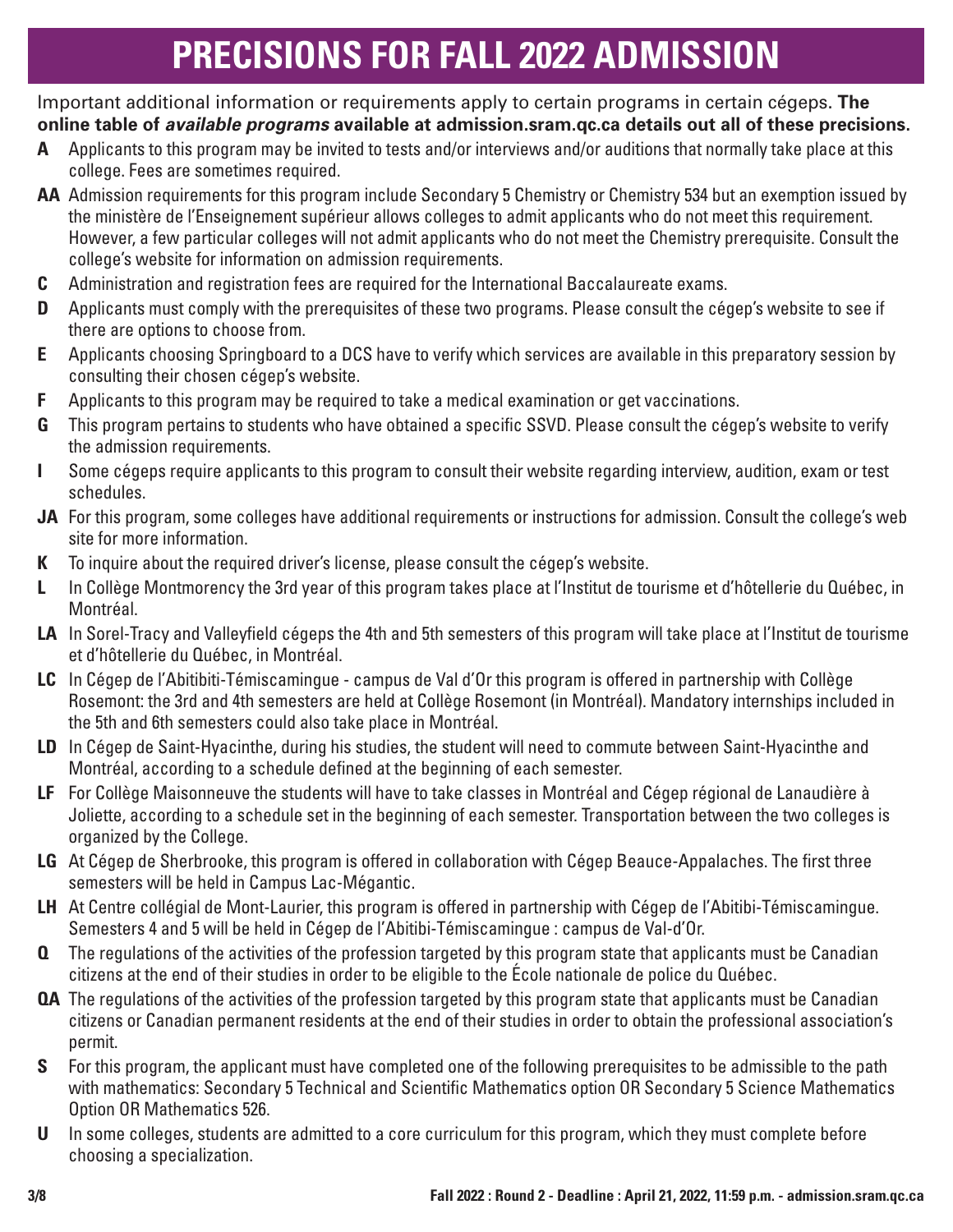# PRECISIONS FOR FALL 2022 ADMISSION

Important additional information or requirements apply to certain programs in certain cégeps. **The online table of *available programs* available at admission.sram.qc.ca details out all of these precisions.**

**A** Applicants to this program may be invited to tests and/or interviews and/or auditions that normally take place at this college. Fees are sometimes required.

**AA** Admission requirements for this program include Secondary 5 Chemistry or Chemistry 534 but an exemption issued by the ministère de l'Enseignement supérieur allows colleges to admit applicants who do not meet this requirement. However, a few particular colleges will not admit applicants who do not meet the Chemistry prerequisite. Consult the college's website for information on admission requirements.

**C** Administration and registration fees are required for the International Baccalaureate exams.

**D** Applicants must comply with the prerequisites of these two programs. Please consult the cégep's website to see if there are options to choose from.

**E** Applicants choosing Springboard to a DCS have to verify which services are available in this preparatory session by consulting their chosen cégep's website.

**F** Applicants to this program may be required to take a medical examination or get vaccinations.

**G** This program pertains to students who have obtained a specific SSVD. Please consult the cégep's website to verify the admission requirements.

**I** Some cégeps require applicants to this program to consult their website regarding interview, audition, exam or test schedules.

**JA** For this program, some colleges have additional requirements or instructions for admission. Consult the college's web site for more information.

**K** To inquire about the required driver's license, please consult the cégep's website.

**L** In Collège Montmorency the 3rd year of this program takes place at l'Institut de tourisme et d'hôtellerie du Québec, in Montréal.

**LA** In Sorel-Tracy and Valleyfield cégeps the 4th and 5th semesters of this program will take place at l'Institut de tourisme et d'hôtellerie du Québec, in Montréal.

**LC** In Cégep de l'Abitibiti-Témiscamingue - campus de Val d'Or this program is offered in partnership with Collège Rosemont: the 3rd and 4th semesters are held at Collège Rosemont (in Montréal). Mandatory internships included in the 5th and 6th semesters could also take place in Montréal.

**LD** In Cégep de Saint-Hyacinthe, during his studies, the student will need to commute between Saint-Hyacinthe and Montréal, according to a schedule defined at the beginning of each semester.

**LF** For Collège Maisonneuve the students will have to take classes in Montréal and Cégep régional de Lanaudière à Joliette, according to a schedule set in the beginning of each semester. Transportation between the two colleges is organized by the College.

**LG** At Cégep de Sherbrooke, this program is offered in collaboration with Cégep Beauce-Appalaches. The first three semesters will be held in Campus Lac-Mégantic.

**LH** At Centre collégial de Mont-Laurier, this program is offered in partnership with Cégep de l'Abitibi-Témiscamingue. Semesters 4 and 5 will be held in Cégep de l'Abitibi-Témiscamingue : campus de Val-d'Or.

**Q** The regulations of the activities of the profession targeted by this program state that applicants must be Canadian citizens at the end of their studies in order to be eligible to the École nationale de police du Québec.

**QA** The regulations of the activities of the profession targeted by this program state that applicants must be Canadian citizens or Canadian permanent residents at the end of their studies in order to obtain the professional association's permit.

**S** For this program, the applicant must have completed one of the following prerequisites to be admissible to the path with mathematics: Secondary 5 Technical and Scientific Mathematics option OR Secondary 5 Science Mathematics Option OR Mathematics 526.

**U** In some colleges, students are admitted to a core curriculum for this program, which they must complete before choosing a specialization.

**Fall 2022 : Round 2 - Deadline : April 21, 2022, 11:59 p.m. - admission.sram.qc.ca**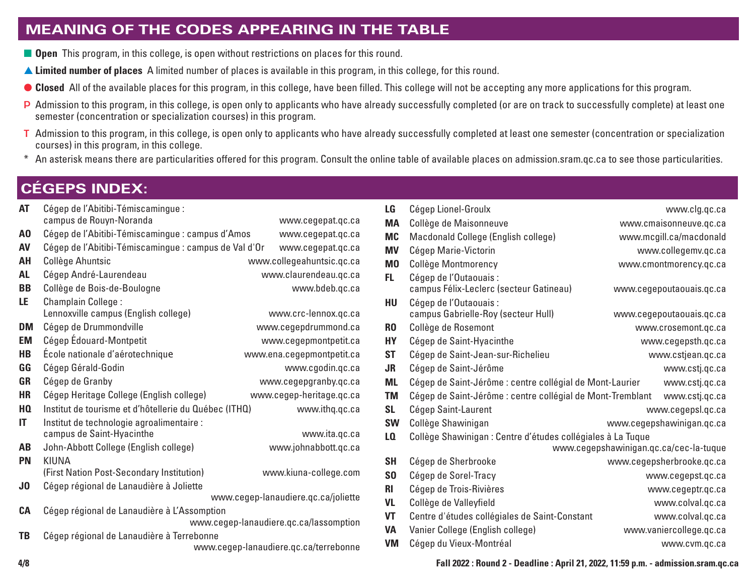## MEANING OF THE CODES APPEARING IN THE TABLE

- ■ **Open** This program, in this college, is open without restrictions on places for this round.
- ▲ **Limited number of places** A limited number of places is available in this program, in this college, for this round.
- ● **Closed** All of the available places for this program, in this college, have been filled. This college will not be accepting any more applications for this program.
- **P** Admission to this program, in this college, is open only to applicants who have already successfully completed (or are on track to successfully complete) at least one semester (concentration or specialization courses) in this program.
- **T** Admission to this program, in this college, is open only to applicants who have already successfully completed at least one semester (concentration or specialization courses) in this program, in this college.
- * An asterisk means there are particularities offered for this program. Consult the online table of available places on admission.sram.qc.ca to see those particularities.

## CÉGEPS INDEX:

| Code | Cégep | Website |
|---|---|---|
| **AT** | Cégep de l'Abitibi-Témiscamingue : campus de Rouyn-Noranda | www.cegepat.qc.ca |
| **AO** | Cégep de l'Abitibi-Témiscamingue : campus d'Amos | www.cegepat.qc.ca |
| **AV** | Cégep de l'Abitibi-Témiscamingue : campus de Val d'Or | www.cegepat.qc.ca |
| **AH** | Collège Ahuntsic | www.collegeahuntsic.qc.ca |
| **AL** | Cégep André-Laurendeau | www.claurendeau.qc.ca |
| **BB** | Collège de Bois-de-Boulogne | www.bdeb.qc.ca |
| **LE** | Champlain College : Lennoxville campus (English college) | www.crc-lennox.qc.ca |
| **DM** | Cégep de Drummondville | www.cegepdrummond.ca |
| **EM** | Cégep Édouard-Montpetit | www.cegepmontpetit.ca |
| **HB** | École nationale d'aérotechnique | www.ena.cegepmontpetit.ca |
| **GG** | Cégep Gérald-Godin | www.cgodin.qc.ca |
| **GR** | Cégep de Granby | www.cegepgranby.qc.ca |
| **HR** | Cégep Heritage College (English college) | www.cegep-heritage.qc.ca |
| **HQ** | Institut de tourisme et d'hôtellerie du Québec (ITHQ) | www.ithq.qc.ca |
| **IT** | Institut de technologie agroalimentaire : campus de Saint-Hyacinthe | www.ita.qc.ca |
| **AB** | John-Abbott College (English college) | www.johnabbott.qc.ca |
| **PN** | KIUNA (First Nation Post-Secondary Institution) | www.kiuna-college.com |
| **JO** | Cégep régional de Lanaudière à Joliette | www.cegep-lanaudiere.qc.ca/joliette |
| **CA** | Cégep régional de Lanaudière à L'Assomption | www.cegep-lanaudiere.qc.ca/lassomption |
| **TB** | Cégep régional de Lanaudière à Terrebonne | www.cegep-lanaudiere.qc.ca/terrebonne |
| **LG** | Cégep Lionel-Groulx | www.clg.qc.ca |
| **MA** | Collège de Maisonneuve | www.cmaisonneuve.qc.ca |
| **MC** | Macdonald College (English college) | www.mcgill.ca/macdonald |
| **MV** | Cégep Marie-Victorin | www.collegemv.qc.ca |
| **MO** | Collège Montmorency | www.cmontmorency.qc.ca |
| **FL** | Cégep de l'Outaouais : campus Félix-Leclerc (secteur Gatineau) | www.cegepoutaouais.qc.ca |
| **HU** | Cégep de l'Outaouais : campus Gabrielle-Roy (secteur Hull) | www.cegepoutaouais.qc.ca |
| **RO** | Collège de Rosemont | www.crosemont.qc.ca |
| **HY** | Cégep de Saint-Hyacinthe | www.cegepsth.qc.ca |
| **ST** | Cégep de Saint-Jean-sur-Richelieu | www.cstjean.qc.ca |
| **JR** | Cégep de Saint-Jérôme | www.cstj.qc.ca |
| **ML** | Cégep de Saint-Jérôme : centre collégial de Mont-Laurier | www.cstj.qc.ca |
| **TM** | Cégep de Saint-Jérôme : centre collégial de Mont-Tremblant | www.cstj.qc.ca |
| **SL** | Cégep Saint-Laurent | www.cegepsl.qc.ca |
| **SW** | Collège Shawinigan | www.cegepshawinigan.qc.ca |
| **LQ** | Collège Shawinigan : Centre d'études collégiales à La Tuque | www.cegepshawinigan.qc.ca/cec-la-tuque |
| **SH** | Cégep de Sherbrooke | www.cegepsherbrooke.qc.ca |
| **SO** | Cégep de Sorel-Tracy | www.cegepst.qc.ca |
| **RI** | Cégep de Trois-Rivières | www.cegeptr.qc.ca |
| **VL** | Collège de Valleyfield | www.colval.qc.ca |
| **VT** | Centre d'études collégiales de Saint-Constant | www.colval.qc.ca |
| **VA** | Vanier College (English college) | www.vaniercollege.qc.ca |
| **VM** | Cégep du Vieux-Montréal | www.cvm.qc.ca |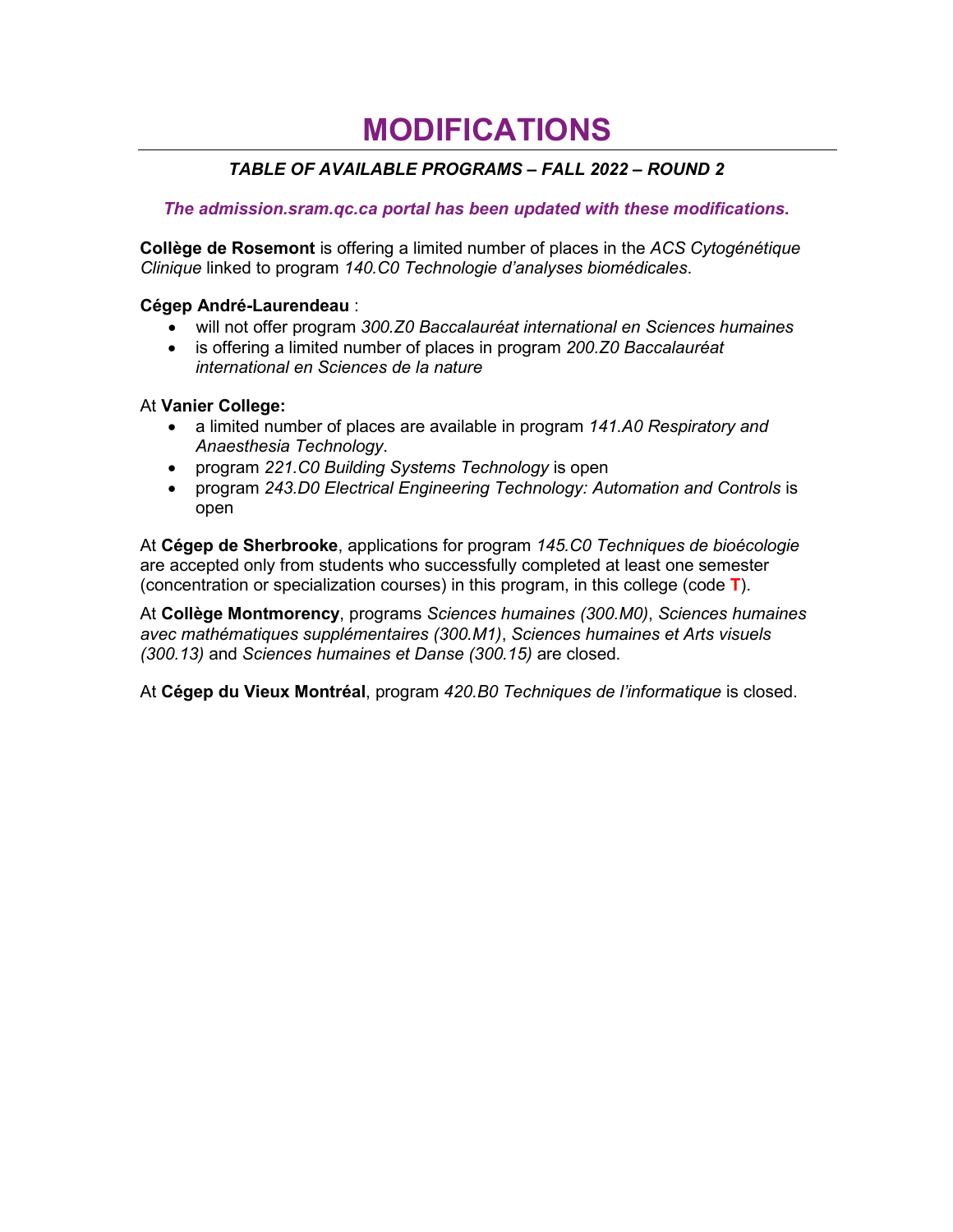# MODIFICATIONS

***TABLE OF AVAILABLE PROGRAMS – FALL 2022 – ROUND 2***

***The admission.sram.qc.ca portal has been updated with these modifications.***

**Collège de Rosemont** is offering a limited number of places in the *ACS Cytogénétique Clinique* linked to program *140.C0 Technologie d'analyses biomédicales*.

**Cégep André-Laurendeau** :

- will not offer program *300.Z0 Baccalauréat international en Sciences humaines*
- is offering a limited number of places in program *200.Z0 Baccalauréat international en Sciences de la nature*

At **Vanier College:**

- a limited number of places are available in program *141.A0 Respiratory and Anaesthesia Technology*.
- program *221.C0 Building Systems Technology* is open
- program *243.D0 Electrical Engineering Technology: Automation and Controls* is open

At **Cégep de Sherbrooke**, applications for program *145.C0 Techniques de bioécologie* are accepted only from students who successfully completed at least one semester (concentration or specialization courses) in this program, in this college (code **T**).

At **Collège Montmorency**, programs *Sciences humaines (300.M0)*, *Sciences humaines avec mathématiques supplémentaires (300.M1)*, *Sciences humaines et Arts visuels (300.13)* and *Sciences humaines et Danse (300.15)* are closed.

At **Cégep du Vieux Montréal**, program *420.B0 Techniques de l'informatique* is closed.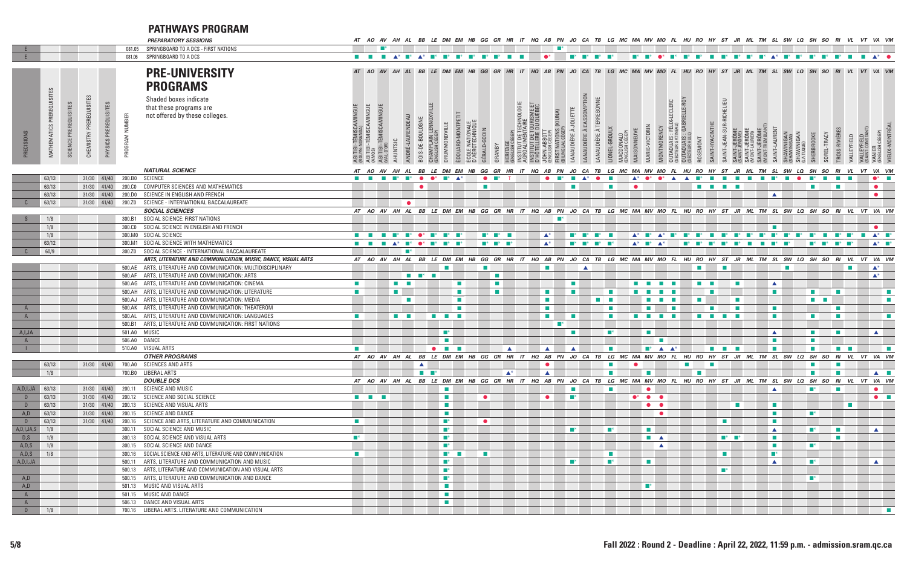# PATHWAYS PROGRAM

| | Program number | Preparatory sessions |
|---|---|---|
| E | 081.05 | SPRINGBOARD TO A DCS - FIRST NATIONS |
| E | 081.06 | SPRINGBOARD TO A DCS |

# PRE-UNIVERSITY PROGRAMS

Shaded boxes indicate that these programs are not offered by these colleges.

**Colleges (column codes):** AT Abitibi-Témiscamingue (Rouyn-Noranda), AO Abitibi-Témiscamingue (Amos), AV Abitibi-Témiscamingue (Val-d'Or), AH Ahuntsic, AL André-Laurendeau, BB Bois-de-Boulogne, LE Champlain Lennoxville (English cégep), DM Drummondville, EM Édouard-Montpetit, HB École nationale d'aérotechnique, GG Gérald-Godin, GR Granby, HR Heritage (English cégep), IT Institut de technologie agroalimentaire, HQ Institut de tourisme et d'hôtellerie du Québec, AB John-Abbott (English cégep), PN First Nations (Kiuna) (Bilingual cégep), JO Lanaudière à Joliette, CA Lanaudière à L'Assomption, TB Lanaudière à Terrebonne, LG Lionel-Groulx, MC Macdonald (English cégep), MA Maisonneuve, MV Marie-Victorin, MO Montmorency, FL Outaouais : Félix-Leclerc (secteur Gatineau), HU Outaouais : Gabrielle-Roy (secteur Hull), RO Rosemont, HY Saint-Hyacinthe, ST Saint-Jean-sur-Richelieu, JR Saint-Jérôme (Saint-Jérôme), ML Saint-Jérôme (Mont-Laurier), TM Saint-Jérôme (Mont-Tremblant), SL Saint-Laurent, SW Shawinigan (Shawinigan), LQ Shawinigan (La Tuque), SH Sherbrooke, SO Sorel-Tracy, RI Trois-Rivières, VL Valleyfield, VT Valleyfield (Saint-Constant), VA Vanier (English cégep), VM Vieux-Montréal

| Precisions | Mathematics prerequisites | Science prerequisites | Chemistry prerequisites | Physics prerequisites | Program number | Program |
|---|---|---|---|---|---|---|
| | | | | | | ***NATURAL SCIENCE*** |
| | 63/13 | | 31/30 | 41/40 | 200.B0 | SCIENCE |
| | 63/13 | | 31/30 | 41/40 | 200.C0 | COMPUTER SCIENCES AND MATHEMATICS |
| | 63/13 | | 31/30 | 41/40 | 200.D0 | SCIENCE IN ENGLISH AND FRENCH |
| C | 63/13 | | 31/30 | 41/40 | 200.Z0 | SCIENCE - INTERNATIONAL BACCALAUREATE |
| | | | | | | ***SOCIAL SCIENCES*** |
| S | 1/8 | | | | 300.B1 | SOCIAL SCIENCE: FIRST NATIONS |
| | 1/8 | | | | 300.C0 | SOCIAL SCIENCE IN ENGLISH AND FRENCH |
| | 1/8 | | | | 300.M0 | SOCIAL SCIENCE |
| | 63/12 | | | | 300.M1 | SOCIAL SCIENCE WITH MATHEMATICS |
| C | 60/9 | | | | 300.Z0 | SOCIAL SCIENCE - INTERNATIONAL BACCALAUREATE |
| | | | | | | ***ARTS, LITERATURE AND COMMUNICATION, MUSIC, DANCE, VISUAL ARTS*** |
| | | | | | 500.AE | ARTS, LITERATURE AND COMMUNICATION: MULTIDISCIPLINARY |
| | | | | | 500.AF | ARTS, LITERATURE AND COMMUNICATION: ARTS |
| | | | | | 500.AG | ARTS, LITERATURE AND COMMUNICATION: CINEMA |
| | | | | | 500.AH | ARTS, LITERATURE AND COMMUNICATION: LITERATURE |
| | | | | | 500.AJ | ARTS, LITERATURE AND COMMUNICATION: MEDIA |
| A | | | | | 500.AK | ARTS, LITERATURE AND COMMUNICATION: THEATEROM |
| A | | | | | 500.AL | ARTS, LITERATURE AND COMMUNICATION: LANGUAGES |
| | | | | | 500.B1 | ARTS, LITERATURE AND COMMUNICATION: FIRST NATIONS |
| A,I,JA | | | | | 501.A0 | MUSIC |
| A | | | | | 506.A0 | DANCE |
| I | | | | | 510.A0 | VISUAL ARTS |
| | | | | | | ***OTHER PROGRAMS*** |
| | 63/13 | | 31/30 | 41/40 | 700.A0 | SCIENCES AND ARTS |
| | 1/8 | | | | 700.B0 | LIBERAL ARTS |
| | | | | | | ***DOUBLE DCS*** |
| A,D,I,JA | 63/13 | | 31/30 | 41/40 | 200.11 | SCIENCE AND MUSIC |
| D | 63/13 | | 31/30 | 41/40 | 200.12 | SCIENCE AND SOCIAL SCIENCE |
| D | 63/13 | | 31/30 | 41/40 | 200.13 | SCIENCE AND VISUAL ARTS |
| A,D | 63/13 | | 31/30 | 41/40 | 200.15 | SCIENCE AND DANCE |
| D | 63/13 | | 31/30 | 41/40 | 200.16 | SCIENCE AND ARTS, LITERATURE AND COMMUNICATION |
| A,D,I,JA,S | 1/8 | | | | 300.11 | SOCIAL SCIENCE AND MUSIC |
| D,S | 1/8 | | | | 300.13 | SOCIAL SCIENCE AND VISUAL ARTS |
| A,D,S | 1/8 | | | | 300.15 | SOCIAL SCIENCE AND DANCE |
| A,D,S | 1/8 | | | | 300.16 | SOCIAL SCIENCE AND ARTS, LITERATURE AND COMMUNICATION |
| A,D,I,JA | | | | | 500.11 | ARTS, LITERATURE AND COMMUNICATION AND MUSIC |
| | | | | | 500.13 | ARTS, LITERATURE AND COMMUNICATION AND VISUAL ARTS |
| A,D | | | | | 500.15 | ARTS, LITERATURE AND COMMUNICATION AND DANCE |
| A,D | | | | | 501.13 | MUSIC AND VISUAL ARTS |
| A | | | | | 501.15 | MUSIC AND DANCE |
| A | | | | | 506.13 | DANCE AND VISUAL ARTS |
| D | 1/8 | | | | 700.16 | LIBERAL ARTS. LITERATURE AND COMMUNICATION |

Fall 2022 : Round 2 - Deadline : April 22, 2022, 11:59 p.m. - admission.sram.qc.ca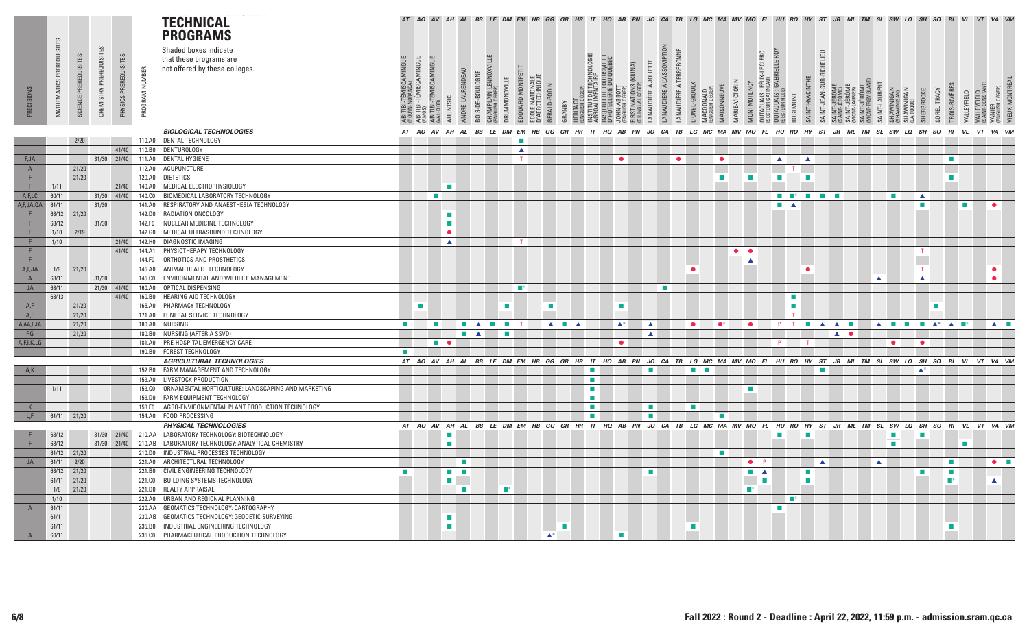# TECHNICAL PROGRAMS

Shaded boxes indicate that these programs are not offered by these colleges.

| PRECISIONS | MATHEMATICS PREREQUISITES | SCIENCE PREREQUISITES | CHEMISTRY PREREQUISITES | PHYSICS PREREQUISITES | PROGRAM NUMBER | PROGRAM | AT ABITIBI-TÉMISCAMINGUE (ROUYN-NORANDA) | AO ABITIBI-TÉMISCAMINGUE (AMOS) | AV ABITIBI-TÉMISCAMINGUE (VAL-D'OR) | AH AHUNTSIC | AL ANDRÉ-LAURENDEAU | BB BOIS-DE-BOULOGNE | LE CHAMPLAIN LENNOXVILLE (ENGLISH CEGEP) | DM DRUMMONDVILLE | EM ÉDOUARD-MONTPETIT | HB ÉCOLE NATIONALE D'AÉROTECHNIQUE | GG GÉRALD-GODIN | GR GRANBY | HR HERITAGE (ENGLISH CEGEP) | IT INSTITUT DE TECHNOLOGIE AGROALIMENTAIRE | HQ INSTITUT DE TOURISME ET D'HÔTELLERIE DU QUÉBEC | AB JOHN-ABBOTT (ENGLISH CEGEP) | PN FIRST NATIONS (KIUNA) (BILINGUAL CEGEP) | JO LANAUDIÈRE À JOLIETTE | CA LANAUDIÈRE À L'ASSOMPTION | TB LANAUDIÈRE À TERREBONNE | LG LIONEL-GROULX | MC MACDONALD (ENGLISH CEGEP) | MA MAISONNEUVE | MV MARIE-VICTORIN | MO MONTMORENCY | FL OUTAOUAIS : FÉLIX-LECLERC (SECTEUR GATINEAU) | HU OUTAOUAIS : GABRIELLE-ROY (SECTEUR HULL) | RO ROSEMONT | HY SAINT-HYACINTHE | ST SAINT-JEAN-SUR-RICHELIEU | JR SAINT-JÉRÔME (SAINT-JÉRÔME) | ML SAINT-JÉRÔME (MONT-LAURIER) | TM SAINT-JÉRÔME (MONT-TREMBLANT) | SL SAINT-LAURENT | SW SHAWINIGAN (SHAWINIGAN) | LQ SHAWINIGAN (LA TUQUE) | SH SHERBROOKE | SO SOREL-TRACY | RI TROIS-RIVIÈRES | VL VALLEYFIELD | VT VALLEYFIELD (SAINT-CONSTANT) | VA VANIER (ENGLISH CEGEP) | VM VIEUX-MONTRÉAL |
|---|---|---|---|---|---|---|---|---|---|---|---|---|---|---|---|---|---|---|---|---|---|---|---|---|---|---|---|---|---|---|---|---|---|---|---|---|---|---|---|---|---|---|---|---|---|---|---|---|---|
| | | | | | | **BIOLOGICAL TECHNOLOGIES** | | | | | | | | | | | | | | | | | | | | | | | | | | | | | | | | | | | | | | | | | | | | |
| | | 2/20 | | | 110.A0 | DENTAL TECHNOLOGY | | | | | | | | | ■ | | | | | | | | | | | | | | | | | | | | | | | | | | | | | | | | | | | |
| | | | | 41/40 | 110.B0 | DENTUROLOGY | | | | | | | | | ▲ | | | | | | | | | | | | | | | | | | | | | | | | | | | | | | | | | | | |
| F,JA | | | 31/30 | 21/40 | 111.A0 | DENTAL HYGIENE | | | | | | | | | T | | | | | | | ● | | | | ● | | | ● | | | | ▲ | | ▲ | | | | | | | | | | ■ | | | | |
| A | | 21/20 | | | 112.A0 | ACUPUNCTURE | | | | | | | | | | | | | | | | | | | | | | | | | | | | T | | | | | | | | | | | | | | | |
| F | | 21/20 | | | 120.A0 | DIETETICS | | | | | | | | | | | | | | | | | | | | | | | ■ | | ■ | | ■ | | ■ | | | | | | | | | | ■ | | | | |
| F | 1/11 | | | 21/40 | 140.A0 | MEDICAL ELECTROPHYSIOLOGY | | | | ■ | | | | | | | | | | | | | | | | | | | | | | | | | | | | | | | | | | | | | | | |
| A,F,LC | 60/11 | | 31/30 | 41/40 | 140.C0 | BIOMEDICAL LABORATORY TECHNOLOGY | | | ■ | | | | | | | | | | | | | | | | | | | | | | | | ■ | ■* | ■ | ■ | ■ | | | | ■ | | ▲ | | | | | | |
| A,F,JA,QA | 61/11 | | 31/30 | | 141.A0 | RESPIRATORY AND ANAESTHESIA TECHNOLOGY | | | | | | | | | | | | | | | | | | | | | | | | | | | ■ | ▲ | | | | | | | | | ■ | | | ■ | | ● | |
| F | 63/12 | 21/20 | | | 142.D0 | RADIATION ONCOLOGY | | | | ■ | | | | | | | | | | | | | | | | | | | | | | | | | | | | | | | | | | | | | | | |
| F | 63/12 | | 31/30 | | 142.F0 | NUCLEAR MEDICINE TECHNOLOGY | | | | ■ | | | | | | | | | | | | | | | | | | | | | | | | | | | | | | | | | | | | | | | |
| F | 1/10 | 2/19 | | | 142.G0 | MEDICAL ULTRASOUND TECHNOLOGY | | | | ● | | | | | | | | | | | | | | | | | | | | | | | | | | | | | | | | | | | | | | | |
| F | 1/10 | | | 21/40 | 142.H0 | DIAGNOSTIC IMAGING | | | | ▲ | | | | | T | | | | | | | | | | | | | | | | | | | | | | | | | | | | | | | | | | |
| F | | | | 41/40 | 144.A1 | PHYSIOTHERAPY TECHNOLOGY | | | | | | | | | | | | | | | | | | | | | | | | ● | ● | | | | | | | | | | | | T | | | | | | |
| F | | | | | 144.F0 | ORTHOTICS AND PROSTHETICS | | | | | | | | | | | | | | | | | | | | | | | | | ▲ | | | | | | | | | | | | | | | | | | |
| A,F,JA | 1/9 | 21/20 | | | 145.A0 | ANIMAL HEALTH TECHNOLOGY | | | | | | | | | | | | | | | | | | | | | ● | | | | | | | | ● | | | | | | | | T | | | | | ● | |
| A | 63/11 | | 31/30 | | 145.C0 | ENVIRONMENTAL AND WILDLIFE MANAGEMENT | | | | | | | | | | | | | | | | | | | | | | | | | | | | | | | | | | ▲ | | | ▲ | | | | | ● | |
| JA | 63/11 | | 21/30 | 41/40 | 160.A0 | OPTICAL DISPENSING | | | | | | | | ■* | | | | | | | | | | | ■ | | | | | | | | | | | | | | | | | | | | | | | | |
| | 63/13 | | | 41/40 | 160.B0 | HEARING AID TECHNOLOGY | | | | | | | | | | | | | | | | | | | | | | | | | | | | ■ | | | | | | | | | | | | | | | |
| A,F | | 21/20 | | | 165.A0 | PHARMACY TECHNOLOGY | | ■ | | | | | | ■ | | | ■ | | | | | ■ | | | | | | | | | | | | ■ | | | | | | | | | | ■ | | | | | |
| A,F | | 21/20 | | | 171.A0 | FUNERAL SERVICE TECHNOLOGY | | | | | | | | | | | | | | | | | | | | | | | | | | | | T | | | | | | | | | | | | | | | |
| A,AA,F,JA | | 21/20 | | | 180.A0 | NURSING | ■ | | ■ | | ■ | ▲ | ■ | ■ | T | | ▲ | ■ | ▲ | | | ▲* | | ▲ | | | ● | | ●* | | ● | | P | T | ■ | ▲ | ▲ | ■ | | ▲ | ■ | ■ | ■ | ▲* | ▲ | ■* | | ▲ | ■ |
| F,G | | 21/20 | | | 180.B0 | NURSING (AFTER A SSVD) | | | | | ■ | ▲ | | ■ | | | | | | | | | | ▲ | | | | | | | | | | | | | ▲ | ● | | | | | | | | | | | |
| A,F,I,K,LG | | 21/20 | | | 181.A0 | PRE-HOSPITAL EMERGENCY CARE | | | ■ | ● | | | | | | | | | | | | ● | | | | | | | | | | | P | | T | | | | | | ● | | ● | | | | | | |
| | | | | | 190.B0 | FOREST TECHNOLOGY | ■ | | | | | | | | | | | | | | | | | | | | | | | | | | | | | | | | | | | | | | | | | | |
| | | | | | | **AGRICULTURAL TECHNOLOGIES** | | | | | | | | | | | | | | | | | | | | | | | | | | | | | | | | | | | | | | | | | | | | |
| A,K | | | | | 152.B0 | FARM MANAGEMENT AND TECHNOLOGY | | | | | | | | | | | | | | ■ | | | | ■ | | | ■ | ■ | | | | | | | | ■ | | | | | | | ▲* | | | | | | |
| | | | | | 153.A0 | LIVESTOCK PRODUCTION | | | | | | | | | | | | | | ■ | | | | | | | | | | | | | | | | | | | | | | | | | | | | | |
| | 1/11 | | | | 153.C0 | ORNAMENTAL HORTICULTURE: LANDSCAPING AND MARKETING | | | | | | | | | | | | | | ■ | | | | | | | | | | | ■ | | | | | | | | | | | | | | | | | | |
| | | | | | 153.D0 | FARM EQUIPMENT TECHNOLOGY | | | | | | | | | | | | | | ■ | | | | | | | | | | | | | | | | | | | | | | | | | | | | | |
| K | | | | | 153.F0 | AGRO-ENVIRONMENTAL PLANT PRODUCTION TECHNOLOGY | | | | | | | | | | | | | | ■ | | | | ■ | | | ■ | | | | | | | | | | | | | | | | | | | | | | |
| L,F | 61/11 | 21/20 | | | 154.A0 | FOOD PROCESSING | | | | | | | | | | | | | | ■ | | | | ■ | | | | | ■ | | | | | | | | | | | | | | | | | | | | |
| | | | | | | **PHYSICAL TECHNOLOGIES** | | | | | | | | | | | | | | | | | | | | | | | | | | | | | | | | | | | | | | | | | | | | |
| F | 63/12 | | 31/30 | 21/40 | 210.AA | LABORATORY TECHNOLOGY: BIOTECHNOLOGY | | | | ■ | | | | | | | | | | | | | | | | | | | | | | | ■ | | ■ | | | | | | ■ | | ■ | | | | | | |
| F | 63/12 | | 31/30 | 21/40 | 210.AB | LABORATORY TECHNOLOGY: ANALYTICAL CHEMISTRY | | | | ■ | | | | | | | | | | | | | | | | | | | | | | | | | | | | | | | ■ | | | | | ■ | | | |
| | 61/12 | 21/20 | | | 210.D0 | INDUSTRIAL PROCESSES TECHNOLOGY | | | | | | | | | | | | | | | | | | | | | | | | ■ | | | | | | | | | | | | | | | | | | | |
| JA | 61/11 | 2/20 | | | 221.A0 | ARCHITECTURAL TECHNOLOGY | | | | | ■ | | | | | | | | | | | | | | | | | | | | ● | P | | | | ▲ | | | | ▲ | | | | | ■ | | | ● | ■ |
| | 63/12 | 21/20 | | | 221.B0 | CIVIL ENGINEERING TECHNOLOGY | ■ | | | ■ | ■ | | | | | | | | | | | | | ■ | | | | | | | ■ | ▲ | | | ■ | | | | | | | | ■ | | ■ | | | | |
| | 61/11 | 21/20 | | | 221.C0 | BUILDING SYSTEMS TECHNOLOGY | | | | ■ | | | | | | | | | | | | | | | | | | | | | | ■ | | | ■ | | | | | | | | | | ■* | | | ▲ | |
| | 1/8 | 21/20 | | | 221.D0 | REALTY APPRAISAL | | | | | ■ | | | ■* | | | | | | | | | | | | | | | | | ■* | | | | | | | | | | | | | | | | | | |
| | 1/10 | | | | 222.A0 | URBAN AND REGIONAL PLANNING | | | | | | | | | | | | | | | | | | | | | | | | | | | | ■* | | | | | | | | | | | | | | | |
| A | 61/11 | | | | 230.AA | GEOMATICS TECHNOLOGY: CARTOGRAPHY | | | | | | | | | | | | | | | | | | | | | | | | | | | ■ | | | | | | | | | | | | | | | | |
| | 61/11 | | | | 230.AB | GEOMATICS TECHNOLOGY: GEODETIC SURVEYING | | | | ■ | | | | | | | | | | | | | | | | | | | | | | | | | | | | | | | | | | | | | | | |
| | 61/11 | | | | 235.B0 | INDUSTRIAL ENGINEERING TECHNOLOGY | | | | ■ | | | | | | | | ■ | | | | | | | | | ■ | | | | | | | | | | | | | | | | | | ■ | | | | |
| A | 60/11 | | | | 235.C0 | PHARMACEUTICAL PRODUCTION TECHNOLOGY | | | | | | | | | | | ▲* | | | | | ■ | | | | | | | | | | | | | | | | | | | | | | | | | | | |

Fall 2022 : Round 2 - Deadline : April 22, 2022, 11:59 p.m. - admission.sram.qc.ca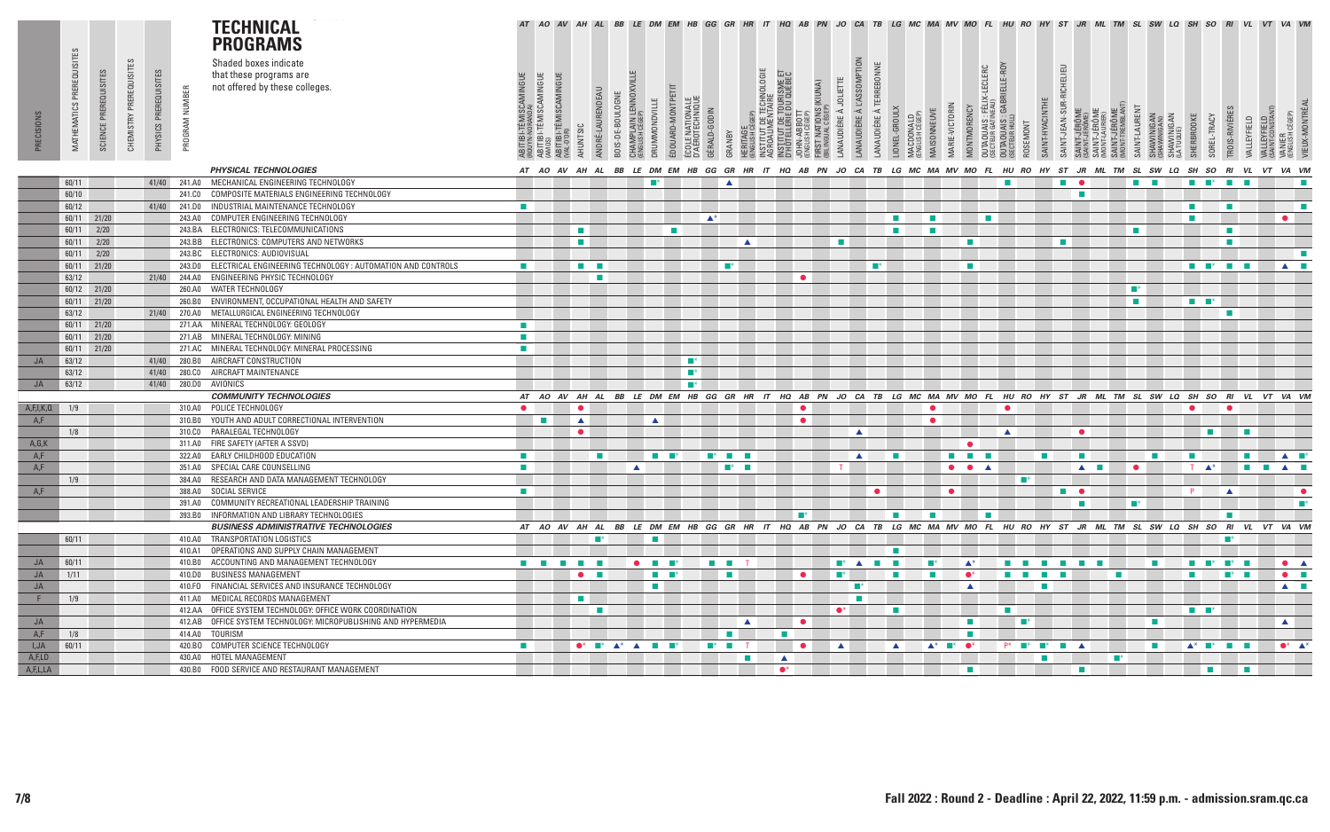# TECHNICAL PROGRAMS

Shaded boxes indicate that these programs are not offered by these colleges.

| PRECISIONS | MATHEMATICS PREREQUISITES | SCIENCE PREREQUISITES | CHEMISTRY PREREQUISITES | PHYSICS PREREQUISITES | PROGRAM NUMBER | | AT | AO | AV | AH | AL | BB | LE | DM | EM | HB | GG | GR | HR | IT | HQ | AB | PN | JO | CA | TB | LG | MC | MA | MV | MO | FL | HU | RO | HY | ST | JR | ML | TM | SL | SW | LQ | SH | SO | RI | VL | VT | VA | VM |
|---|---|---|---|---|---|---|---|---|---|---|---|---|---|---|---|---|---|---|---|---|---|---|---|---|---|---|---|---|---|---|---|---|---|---|---|---|---|---|---|---|---|---|---|---|---|---|---|---|---|
| | | | | | | | ABITIBI-TÉMISCAMINGUE (ROUYN-NORANDA) | ABITIBI-TÉMISCAMINGUE (AMOS) | ABITIBI-TÉMISCAMINGUE (VAL-D'OR) | AHUNTSIC | ANDRÉ-LAURENDEAU | BOIS-DE-BOULOGNE | CHAMPLAIN LENNOXVILLE (ENGLISH CEGEP) | DRUMMONDVILLE | ÉDOUARD-MONTPETIT | ÉCOLE NATIONALE D'AÉROTECHNIQUE | GÉRALD-GODIN | GRANBY | HERITAGE (ENGLISH CEGEP) | INSTITUT DE TECHNOLOGIE AGROALIMENTAIRE | INSTITUT DE TOURISME ET D'HÔTELLERIE DU QUÉBEC | JOHN-ABBOTT (ENGLISH CEGEP) | FIRST NATIONS (KIUNA) (BILINGUAL CEGEP) | LANAUDIÈRE À JOLIETTE | LANAUDIÈRE À L'ASSOMPTION | LANAUDIÈRE À TERREBONNE | LIONEL-GROULX | MACDONALD (ENGLISH CEGEP) | MAISONNEUVE | MARIE-VICTORIN | MONTMORENCY | OUTAOUAIS : FÉLIX-LECLERC (SECTEUR GATINEAU) | OUTAOUAIS : GABRIELLE-ROY (SECTEUR HULL) | ROSEMONT | SAINT-HYACINTHE | SAINT-JEAN-SUR-RICHELIEU | SAINT-JÉRÔME (SAINT-JÉRÔME) | SAINT-JÉRÔME (MONT-LAURIER) | SAINT-JÉRÔME (MONT-TREMBLANT) | SAINT-LAURENT | SHAWINIGAN (SHAWINIGAN) | SHAWINIGAN (LA TUQUE) | SHERBROOKE | SOREL-TRACY | TROIS-RIVIÈRES | VALLEYFIELD | VALLEYFIELD (SAINT-CONSTANT) | VANIER (ENGLISH CEGEP) | VIEUX-MONTRÉAL |
| | | | | | | **PHYSICAL TECHNOLOGIES** | | | | | | | | | | | | | | | | | | | | | | | | | | | | | | | | | | | | | | | | | | | |
| | 60/11 | | | 41/40 | 241.A0 | MECHANICAL ENGINEERING TECHNOLOGY | | | | | | | | ■* | | | | ▲ | | | | | | | | | | | | | | | ■ | | | ■ | ● | | | ■ | ■ | | ■ | ■* | ■ | ■ | | | ■ |
| | 60/10 | | | | 241.C0 | COMPOSITE MATERIALS ENGINEERING TECHNOLOGY | | | | | | | | | | | | | | | | | | | | | | | | | | | | | | | ■ | | | | | | | | | | | | |
| | 60/12 | | | 41/40 | 241.D0 | INDUSTRIAL MAINTENANCE TECHNOLOGY | ■ | | | | | | | | | | | | | | | | | | | | | | | | | | | | | | | | | | | | ■ | | ■ | | | | ■ |
| | 60/11 | 21/20 | | | 243.A0 | COMPUTER ENGINEERING TECHNOLOGY | | | | | | | | | | | ▲* | | | | | | | | | | ■ | | ■ | | | ■ | | | | | | | | | | | ■ | | | | | ● | |
| | 60/11 | 2/20 | | | 243.BA | ELECTRONICS: TELECOMMUNICATIONS | | | | ■ | | | | | ■ | | | | | | | | | | | | ■ | | ■ | | | | | | | | | | | ■ | | | | | ■ | | | | |
| | 60/11 | 2/20 | | | 243.BB | ELECTRONICS: COMPUTERS AND NETWORKS | | | | ■ | | | | | | | | | ▲ | | | | | ■ | | | | | | | ■ | | | | | ■ | | | | | | | | | ■ | | | | |
| | 60/11 | 2/20 | | | 243.BC | ELECTRONICS: AUDIOVISUAL | | | | | | | | | | | | | | | | | | | | | | | | | | | | | | | | | | | | | | | | | | | ■ |
| | 60/11 | 21/20 | | | 243.D0 | ELECTRICAL ENGINEERING TECHNOLOGY : AUTOMATION AND CONTROLS | ■ | | | ■ | ■ | | | | | | | ■* | | | | | | | | ■* | | | | | ■ | | | | | | | | | | | | ■ | ■* | ■ | ■ | | ▲ | ■ |
| | 63/12 | | | 21/40 | 244.A0 | ENGINEERING PHYSIC TECHNOLOGY | | | | | ■ | | | | | | | | | | | ● | | | | | | | | | | | | | | | | | | | | | | | | | | | |
| | 60/12 | 21/20 | | | 260.A0 | WATER TECHNOLOGY | | | | | | | | | | | | | | | | | | | | | | | | | | | | | | | | | | ■* | | | | | | | | | |
| | 60/11 | 21/20 | | | 260.B0 | ENVIRONMENT, OCCUPATIONAL HEALTH AND SAFETY | | | | | | | | | | | | | | | | | | | | | | | | | | | | | | | | | | ■ | | | ■ | ■* | | | | | |
| | 63/12 | | | 21/40 | 270.A0 | METALLURGICAL ENGINEERING TECHNOLOGY | | | | | | | | | | | | | | | | | | | | | | | | | | | | | | | | | | | | | | | ■ | | | | |
| | 60/11 | 21/20 | | | 271.AA | MINERAL TECHNOLOGY: GEOLOGY | ■ | | | | | | | | | | | | | | | | | | | | | | | | | | | | | | | | | | | | | | | | | | |
| | 60/11 | 21/20 | | | 271.AB | MINERAL TECHNOLOGY: MINING | ■ | | | | | | | | | | | | | | | | | | | | | | | | | | | | | | | | | | | | | | | | | | |
| | 60/11 | 21/20 | | | 271.AC | MINERAL TECHNOLOGY: MINERAL PROCESSING | ■ | | | | | | | | | | | | | | | | | | | | | | | | | | | | | | | | | | | | | | | | | | |
| JA | 63/12 | | | 41/40 | 280.B0 | AIRCRAFT CONSTRUCTION | | | | | | | | | | ■* | | | | | | | | | | | | | | | | | | | | | | | | | | | | | | | | | |
| | 63/12 | | | 41/40 | 280.C0 | AIRCRAFT MAINTENANCE | | | | | | | | | | ■* | | | | | | | | | | | | | | | | | | | | | | | | | | | | | | | | | |
| JA | 63/12 | | | 41/40 | 280.D0 | AVIONICS | | | | | | | | | | ■* | | | | | | | | | | | | | | | | | | | | | | | | | | | | | | | | | |
| | | | | | | **COMMUNITY TECHNOLOGIES** | | | | | | | | | | | | | | | | | | | | | | | | | | | | | | | | | | | | | | | | | | | |
| A,F,I,K,Q | 1/9 | | | | 310.A0 | POLICE TECHNOLOGY | ● | | | | | | | | | | | | | | | ● | | | | | | | ● | | | | ● | | | | | | | | | | ● | | ● | | | | |
| A,F | | | | | 310.B0 | YOUTH AND ADULT CORRECTIONAL INTERVENTION | | ■ | | ▲ | | | | ▲ | | | | | | | | ● | | | | | | | ● | | | | | | | | | | | | | | | | | | | | |
| | 1/8 | | | | 310.C0 | PARALEGAL TECHNOLOGY | | | | ● | | | | | | | | | | | | | | | ▲ | | | | | | | | ▲ | | | | ● | | | | | | | ■ | | ■ | | | |
| A,G,K | | | | | 311.A0 | FIRE SAFETY (AFTER A SSVD) | | | | | | | | | | | | | | | | | | | | | | | | | ● | | | | | | | | | | | | | | | | | | |
| A,F | | | | | 322.A0 | EARLY CHILDHOOD EDUCATION | ■ | | | | ■ | | | ■ | ■* | | ■* | ■ | ■ | | | | | | ▲ | | ■ | | | ■ | ■ | ■ | | | ■ | | ■ | | | | ■ | | ■ | | | ■ | | ▲ | ■* |
| A,F | | | | | 351.A0 | SPECIAL CARE COUNSELLING | ■ | | | | | | ▲ | | | | | ■* | ■ | | | | T | | | | | | | ● | ● | ▲ | | | | | ▲ | ■ | | ● | | | T | ▲* | | ■ | ■ | ▲ | ■ |
| | 1/9 | | | | 384.A0 | RESEARCH AND DATA MANAGEMENT TECHNOLOGY | | | | | | | | | | | | | | | | | | | | | | | | | | | | ■* | | | | | | | | | | | | | | | |
| A,F | | | | | 388.A0 | SOCIAL SERVICE | ■ | | | | | | | | | | | | | | | | | | | ● | | | | ● | | | | | | ■ | ● | | | | | | P | | ▲ | | | | ● |
| | | | | | 391.A0 | COMMUNITY RECREATIONAL LEADERSHIP TRAINING | | | | | | | | | | | | | | | | | | | | | | | | | | | | | | | ■ | | | ■* | | | | | | | | | ■* |
| | | | | | 393.B0 | INFORMATION AND LIBRARY TECHNOLOGIES | | | | | | | | | | | | | | | | ■* | | | | | ■ | | ■ | | | ■ | | | | | | | | | | | | | ■ | | | | |
| | | | | | | **BUSINESS ADMINISTRATIVE TECHNOLOGIES** | | | | | | | | | | | | | | | | | | | | | | | | | | | | | | | | | | | | | | | | | | | |
| | 60/11 | | | | 410.A0 | TRANSPORTATION LOGISTICS | | | | ■* | | | | ■ | | | | | | | | | | | | | | | | | | | | | | | | | | | | | | ■* | | | | | |
| | | | | | 410.A1 | OPERATIONS AND SUPPLY CHAIN MANAGEMENT | | | | | | | | | | | | | | | | | | | | | ■ | | | | | | | | | | | | | | | | | | | | | | |
| JA | 60/11 | | | | 410.B0 | ACCOUNTING AND MANAGEMENT TECHNOLOGY | ■ | ■ | ■ | ■ | ■ | | ● | ■ | ■* | | ■ | ■ | T | | | | | ■* | ▲ | ■ | ■ | | ■* | | ▲* | | ■ | ■ | ■ | ■ | ■ | ■ | | | ■ | | ■ | ■* | ■* | ■ | | ● | ▲ |
| JA | 1/11 | | | | 410.D0 | BUSINESS MANAGEMENT | | | | ● | ■ | | | ■ | ■* | | | ■ | | | | ● | | ■* | | | ■ | | ■ | | ●* | | ■ | ■ | ■ | ■ | | | ■ | | | | ■ | | ■* | ■ | | ● | ■ |
| JA | | | | | 410.F0 | FINANCIAL SERVICES AND INSURANCE TECHNOLOGY | | | | | | | | ■ | | | | | | | | | | | ■* | | | | | | ▲ | | | | ■ | | | | | | | | | | | | | ▲ | ■ |
| F | 1/9 | | | | 411.A0 | MEDICAL RECORDS MANAGEMENT | | | | ■ | | | | | | | | | | | | | | | ■ | | | | | | | | | | | | | | | | | | | | | | | | |
| | | | | | 412.AA | OFFICE SYSTEM TECHNOLOGY: OFFICE WORK COORDINATION | | | | | ■ | | | | | | | | | | | | | ●* | | | ■ | | | | | | ■ | | | | | | | | | | ■ | ■* | | | | | |
| JA | | | | | 412.AB | OFFICE SYSTEM TECHNOLOGY: MICROPUBLISHING AND HYPERMEDIA | | | | | | | | | | | | | ▲ | | | ● | | | | | | | | | ■ | | | ■* | | | | | | | ■ | | | | | | | ▲ | |
| A,F | 1/8 | | | | 414.A0 | TOURISM | | | | | | | | | | | | ■ | | | ■ | | | | | | | | | | ■ | | | | | | | | | | | | | | | | | | |
| I,JA | 60/11 | | | | 420.B0 | COMPUTER SCIENCE TECHNOLOGY | ■ | | | ●* | ■* | ▲* | ▲ | ■ | ■* | | ■* | ■ | T | | | ● | | ▲ | | | ▲ | | ▲* | ■* | ●* | | P* | ■* | ■* | ■ | ▲ | | | | ■ | | ▲* | ■* | ■ | ■ | | ●* | ▲* |
| A,F,LD | | | | | 430.A0 | HOTEL MANAGEMENT | | | | | | | | | | | | | ■ | | ▲ | | | | | | | | | | | | | | ■ | | | | ■* | | | | | | | | | | |
| A,F,LA | | | | | 430.B0 | FOOD SERVICE AND RESTAURANT MANAGEMENT | | | | | | | | | | | | | | | ●* | | | | | | | | | | ■ | | | | | | ■ | | | | | | | ■ | | ■ | | | |

Fall 2022 : Round 2 - Deadline : April 22, 2022, 11:59 p.m. - admission.sram.qc.ca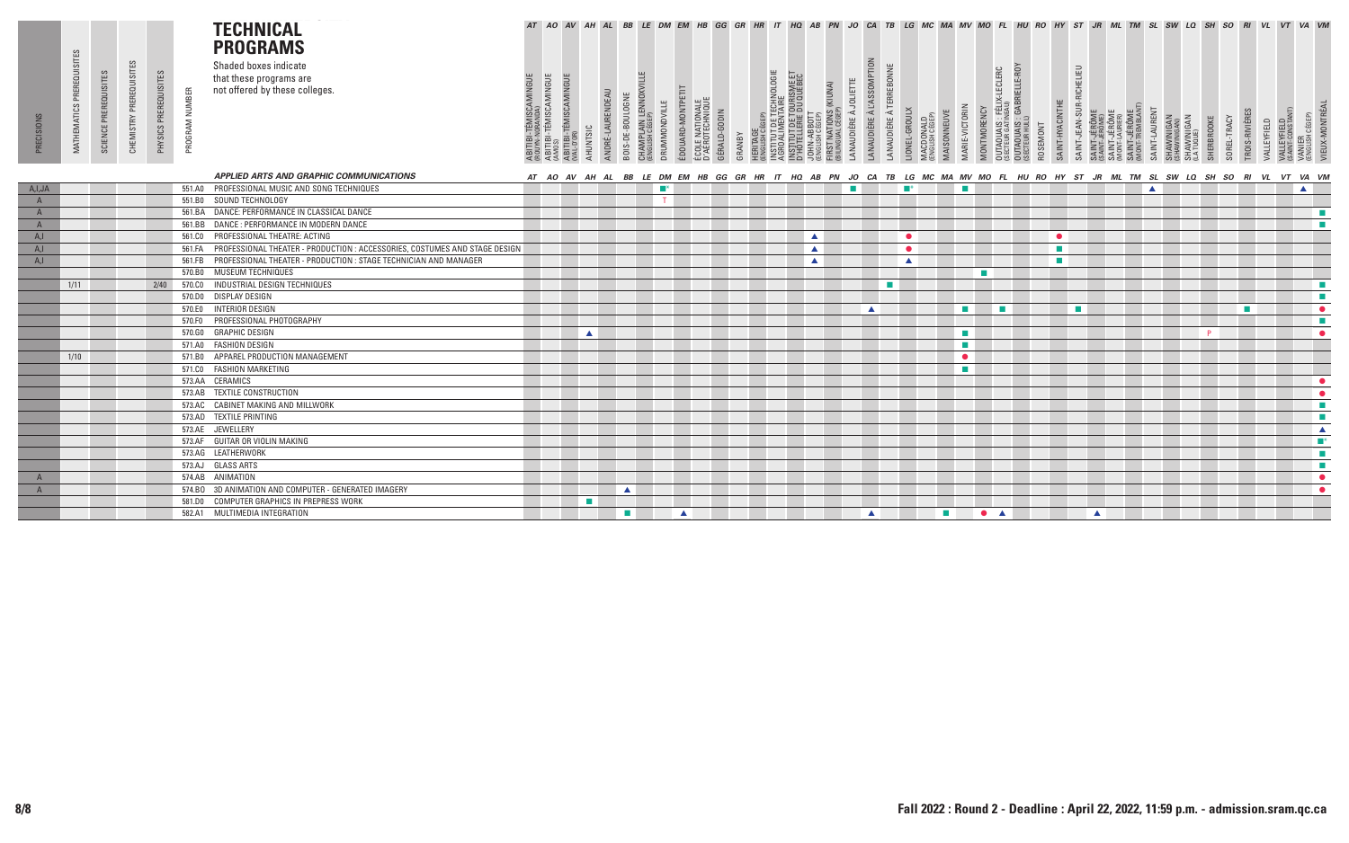# TECHNICAL PROGRAMS

Shaded boxes indicate that these programs are not offered by these colleges.

| PRECISIONS | MATHEMATICS PREREQUISITES | SCIENCE PREREQUISITES | CHEMISTRY PREREQUISITES | PHYSICS PREREQUISITES | PROGRAM NUMBER | APPLIED ARTS AND GRAPHIC COMMUNICATIONS | AT ABITIBI-TÉMISCAMINGUE (ROUYN-NORANDA) | AO ABITIBI-TÉMISCAMINGUE (AMOS) | AV ABITIBI-TÉMISCAMINGUE (VAL-D'OR) | AH AHUNTSIC | AL ANDRÉ-LAURENDEAU | BB BOIS-DE-BOULOGNE | LE CHAMPLAIN LENNOXVILLE (ENGLISH CEGEP) | DM DRUMMONDVILLE | EM ÉDOUARD-MONTPETIT | HB ÉCOLE NATIONALE D'AÉROTECHNIQUE | GG GÉRALD-GODIN | GR GRANBY | HR HERITAGE (ENGLISH CEGEP) | IT INSTITUT DE TECHNOLOGIE AGROALIMENTAIRE | HQ INSTITUT DE TOURISME ET D'HÔTELLERIE DU QUÉBEC | AB JOHN-ABBOTT (ENGLISH CEGEP) | PN FIRST NATIONS (KIUNA) (BILINGUAL CEGEP) | JO LANAUDIÈRE À JOLIETTE | CA LANAUDIÈRE À L'ASSOMPTION | TB LANAUDIÈRE À TERREBONNE | LG LIONEL-GROULX | MC MACDONALD (ENGLISH CEGEP) | MA MAISONNEUVE | MV MARIE-VICTORIN | MO MONTMORENCY | FL OUTAOUAIS : FÉLIX-LECLERC (SECTEUR GATINEAU) | HU OUTAOUAIS : GABRIELLE-ROY (SECTEUR HULL) | RO ROSEMONT | HY SAINT-HYACINTHE | ST SAINT-JEAN-SUR-RICHELIEU | JR SAINT-JÉRÔME (SAINT-JÉRÔME) | ML SAINT-JÉRÔME (MONT-LAURIER) | TM SAINT-JÉRÔME (MONT-TREMBLANT) | SL SAINT-LAURENT | SW SHAWINIGAN (SHAWINIGAN) | LQ SHAWINIGAN (LA TUQUE) | SH SHERBROOKE | SO SOREL-TRACY | RI TROIS-RIVIÈRES | VL VALLEYFIELD | VT VALLEYFIELD (SAINT-CONSTANT) | VA VANIER (ENGLISH CEGEP) | VM VIEUX-MONTRÉAL |
|---|---|---|---|---|---|---|---|---|---|---|---|---|---|---|---|---|---|---|---|---|---|---|---|---|---|---|---|---|---|---|---|---|---|---|---|---|---|---|---|---|---|---|---|---|---|---|---|---|---|
| A,I,JA | | | | | 551.A0 | PROFESSIONAL MUSIC AND SONG TECHNIQUES | | | | | | | | ■* | | | | | | | | | | ■ | | | ■* | | | ■ | | | | | | | | | | ▲ | | | | | | | | ▲ | |
| A | | | | | 551.B0 | SOUND TECHNOLOGY | | | | | | | | T | | | | | | | | | | | | | | | | | | | | | | | | | | | | | | | | | | | |
| A | | | | | 561.BA | DANCE: PERFORMANCE IN CLASSICAL DANCE | | | | | | | | | | | | | | | | | | | | | | | | | | | | | | | | | | | | | | | | | | | ■ |
| A | | | | | 561.BB | DANCE : PERFORMANCE IN MODERN DANCE | | | | | | | | | | | | | | | | | | | | | | | | | | | | | | | | | | | | | | | | | | | ■ |
| A,I | | | | | 561.C0 | PROFESSIONAL THEATRE: ACTING | | | | | | | | | | | | | | | | ▲ | | | | | ● | | | | | | | | ● | | | | | | | | | | | | | | |
| A,I | | | | | 561.FA | PROFESSIONAL THEATER - PRODUCTION : ACCESSORIES, COSTUMES AND STAGE DESIGN | | | | | | | | | | | | | | | | ▲ | | | | | ● | | | | | | | | ■ | | | | | | | | | | | | | | |
| A,I | | | | | 561.FB | PROFESSIONAL THEATER - PRODUCTION : STAGE TECHNICIAN AND MANAGER | | | | | | | | | | | | | | | | ▲ | | | | | ▲ | | | | | | | | ■ | | | | | | | | | | | | | | |
| | | | | | 570.B0 | MUSEUM TECHNIQUES | | | | | | | | | | | | | | | | | | | | | | | | | ■ | | | | | | | | | | | | | | | | | | |
| | 1/11 | | | 2/40 | 570.C0 | INDUSTRIAL DESIGN TECHNIQUES | | | | | | | | | | | | | | | | | | | | ■ | | | | | | | | | | | | | | | | | | | | | | | ■ |
| | | | | | 570.D0 | DISPLAY DESIGN | | | | | | | | | | | | | | | | | | | | | | | | | | | | | | | | | | | | | | | | | | | ■ |
| | | | | | 570.E0 | INTERIOR DESIGN | | | | | | | | | | | | | | | | | | | ▲ | | | | | ■ | | ■ | | | | ■ | | | | | | | | | ■ | | | | ● |
| | | | | | 570.F0 | PROFESSIONAL PHOTOGRAPHY | | | | | | | | | | | | | | | | | | | | | | | | | | | | | | | | | | | | | | | | | | | ■ |
| | | | | | 570.G0 | GRAPHIC DESIGN | | | | ▲ | | | | | | | | | | | | | | | | | | | | ■ | | | | | | | | | | | | | P | | | | | | ● |
| | | | | | 571.A0 | FASHION DESIGN | | | | | | | | | | | | | | | | | | | | | | | | ■ | | | | | | | | | | | | | | | | | | | |
| | 1/10 | | | | 571.B0 | APPAREL PRODUCTION MANAGEMENT | | | | | | | | | | | | | | | | | | | | | | | | ● | | | | | | | | | | | | | | | | | | | |
| | | | | | 571.C0 | FASHION MARKETING | | | | | | | | | | | | | | | | | | | | | | | | ■ | | | | | | | | | | | | | | | | | | | |
| | | | | | 573.AA | CERAMICS | | | | | | | | | | | | | | | | | | | | | | | | | | | | | | | | | | | | | | | | | | | ● |
| | | | | | 573.AB | TEXTILE CONSTRUCTION | | | | | | | | | | | | | | | | | | | | | | | | | | | | | | | | | | | | | | | | | | | ● |
| | | | | | 573.AC | CABINET MAKING AND MILLWORK | | | | | | | | | | | | | | | | | | | | | | | | | | | | | | | | | | | | | | | | | | | ■ |
| | | | | | 573.AD | TEXTILE PRINTING | | | | | | | | | | | | | | | | | | | | | | | | | | | | | | | | | | | | | | | | | | | ■ |
| | | | | | 573.AE | JEWELLERY | | | | | | | | | | | | | | | | | | | | | | | | | | | | | | | | | | | | | | | | | | | ▲ |
| | | | | | 573.AF | GUITAR OR VIOLIN MAKING | | | | | | | | | | | | | | | | | | | | | | | | | | | | | | | | | | | | | | | | | | | ■* |
| | | | | | 573.AG | LEATHERWORK | | | | | | | | | | | | | | | | | | | | | | | | | | | | | | | | | | | | | | | | | | | ■ |
| | | | | | 573.AJ | GLASS ARTS | | | | | | | | | | | | | | | | | | | | | | | | | | | | | | | | | | | | | | | | | | | ■ |
| A | | | | | 574.AB | ANIMATION | | | | | | | | | | | | | | | | | | | | | | | | | | | | | | | | | | | | | | | | | | | ● |
| A | | | | | 574.B0 | 3D ANIMATION AND COMPUTER - GENERATED IMAGERY | | | | | | ▲ | | | | | | | | | | | | | | | | | | | | | | | | | | | | | | | | | | | | | ● |
| | | | | | 581.D0 | COMPUTER GRAPHICS IN PREPRESS WORK | | | | ■ | | | | | | | | | | | | | | | | | | | | | | | | | | | | | | | | | | | | | | | |
| | | | | | 582.A1 | MULTIMEDIA INTEGRATION | | | | | | ■ | | | ▲ | | | | | | | | | | ▲ | | | | ■ | | ● | ▲ | | | | | ▲ | | | | | | | | | | | | |

Fall 2022 : Round 2 - Deadline : April 22, 2022, 11:59 p.m. - admission.sram.qc.ca